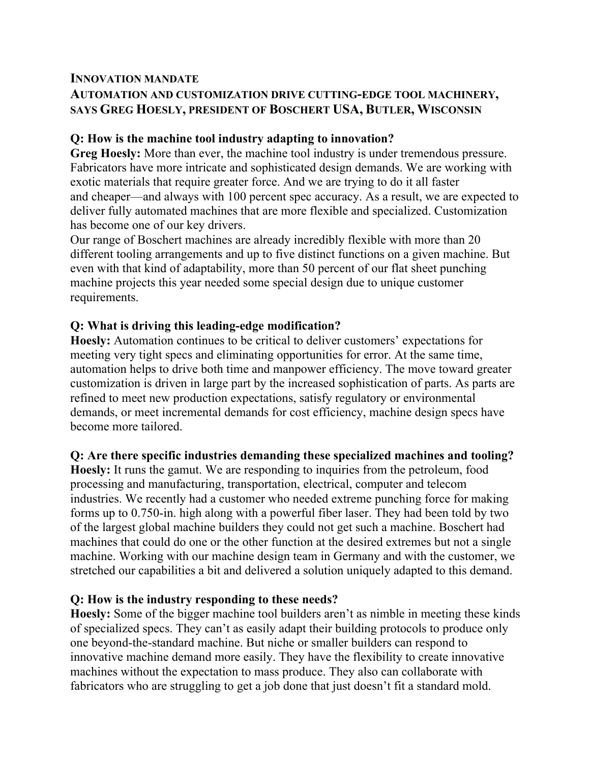# Innovation Mandate

## Automation and customization drive cutting-edge tool machinery, says Greg Hoesly, president of Boschert USA, Butler, Wisconsin

**Q: How is the machine tool industry adapting to innovation?**

**Greg Hoesly:** More than ever, the machine tool industry is under tremendous pressure. Fabricators have more intricate and sophisticated design demands. We are working with exotic materials that require greater force. And we are trying to do it all faster and cheaper—and always with 100 percent spec accuracy. As a result, we are expected to deliver fully automated machines that are more flexible and specialized. Customization has become one of our key drivers.

Our range of Boschert machines are already incredibly flexible with more than 20 different tooling arrangements and up to five distinct functions on a given machine. But even with that kind of adaptability, more than 50 percent of our flat sheet punching machine projects this year needed some special design due to unique customer requirements.

**Q: What is driving this leading-edge modification?**

**Hoesly:** Automation continues to be critical to deliver customers' expectations for meeting very tight specs and eliminating opportunities for error. At the same time, automation helps to drive both time and manpower efficiency. The move toward greater customization is driven in large part by the increased sophistication of parts. As parts are refined to meet new production expectations, satisfy regulatory or environmental demands, or meet incremental demands for cost efficiency, machine design specs have become more tailored.

**Q: Are there specific industries demanding these specialized machines and tooling?**

**Hoesly:** It runs the gamut. We are responding to inquiries from the petroleum, food processing and manufacturing, transportation, electrical, computer and telecom industries. We recently had a customer who needed extreme punching force for making forms up to 0.750-in. high along with a powerful fiber laser. They had been told by two of the largest global machine builders they could not get such a machine. Boschert had machines that could do one or the other function at the desired extremes but not a single machine. Working with our machine design team in Germany and with the customer, we stretched our capabilities a bit and delivered a solution uniquely adapted to this demand.

**Q: How is the industry responding to these needs?**

**Hoesly:** Some of the bigger machine tool builders aren't as nimble in meeting these kinds of specialized specs. They can't as easily adapt their building protocols to produce only one beyond-the-standard machine. But niche or smaller builders can respond to innovative machine demand more easily. They have the flexibility to create innovative machines without the expectation to mass produce. They also can collaborate with fabricators who are struggling to get a job done that just doesn't fit a standard mold.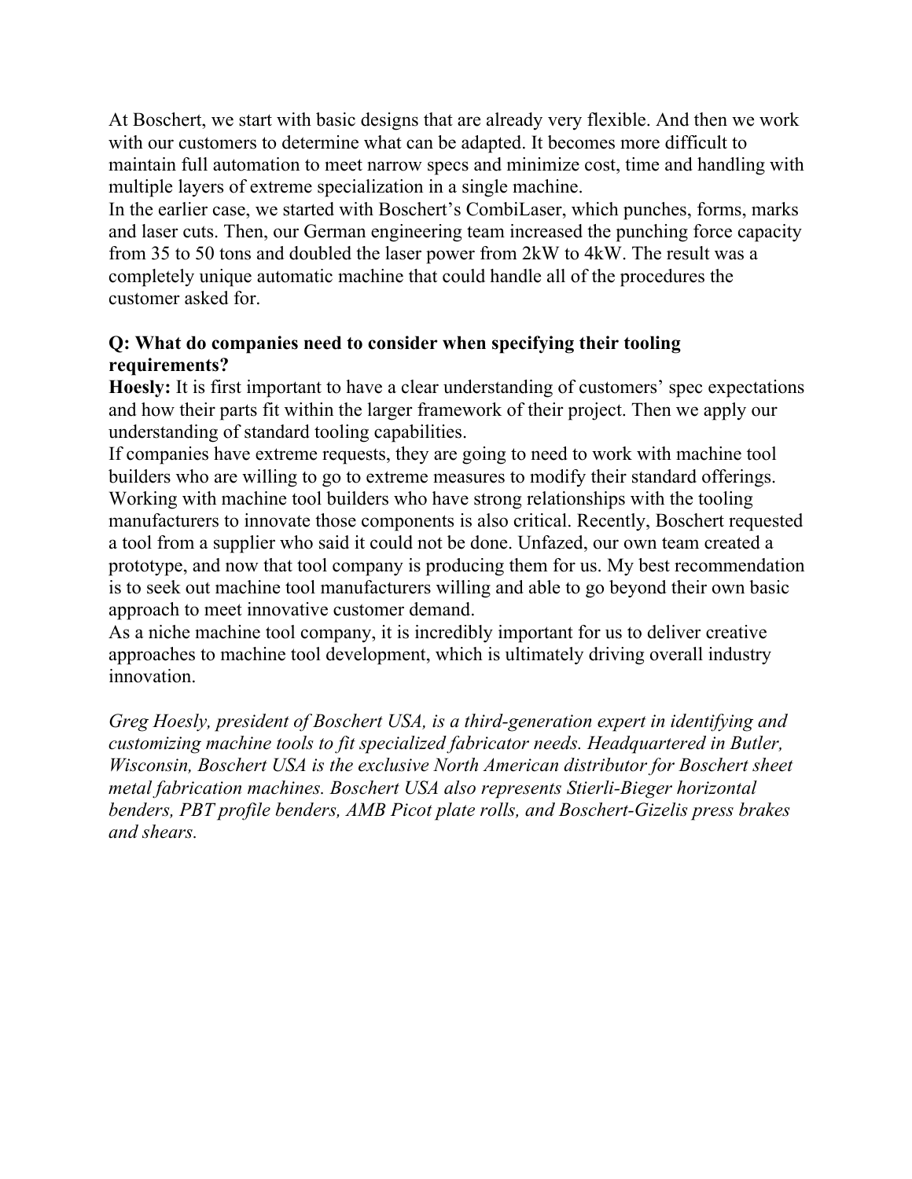At Boschert, we start with basic designs that are already very flexible. And then we work with our customers to determine what can be adapted. It becomes more difficult to maintain full automation to meet narrow specs and minimize cost, time and handling with multiple layers of extreme specialization in a single machine.

In the earlier case, we started with Boschert's CombiLaser, which punches, forms, marks and laser cuts. Then, our German engineering team increased the punching force capacity from 35 to 50 tons and doubled the laser power from 2kW to 4kW. The result was a completely unique automatic machine that could handle all of the procedures the customer asked for.

**Q: What do companies need to consider when specifying their tooling requirements?**

**Hoesly:** It is first important to have a clear understanding of customers' spec expectations and how their parts fit within the larger framework of their project. Then we apply our understanding of standard tooling capabilities.

If companies have extreme requests, they are going to need to work with machine tool builders who are willing to go to extreme measures to modify their standard offerings. Working with machine tool builders who have strong relationships with the tooling manufacturers to innovate those components is also critical. Recently, Boschert requested a tool from a supplier who said it could not be done. Unfazed, our own team created a prototype, and now that tool company is producing them for us. My best recommendation is to seek out machine tool manufacturers willing and able to go beyond their own basic approach to meet innovative customer demand.

As a niche machine tool company, it is incredibly important for us to deliver creative approaches to machine tool development, which is ultimately driving overall industry innovation.

*Greg Hoesly, president of Boschert USA, is a third-generation expert in identifying and customizing machine tools to fit specialized fabricator needs. Headquartered in Butler, Wisconsin, Boschert USA is the exclusive North American distributor for Boschert sheet metal fabrication machines. Boschert USA also represents Stierli-Bieger horizontal benders, PBT profile benders, AMB Picot plate rolls, and Boschert-Gizelis press brakes and shears.*